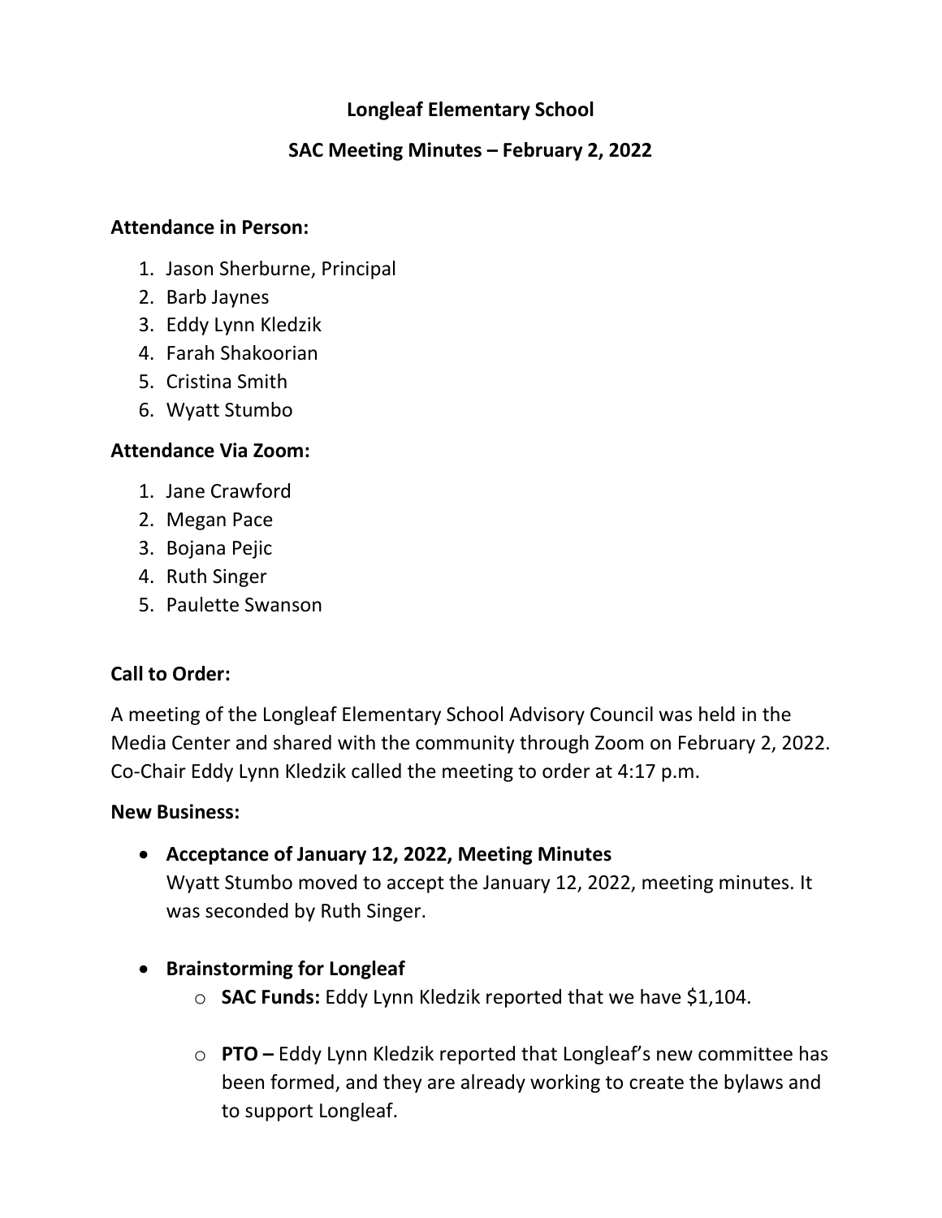# Longleaf Elementary School

## SAC Meeting Minutes – February 2, 2022

**Attendance in Person:**

1. Jason Sherburne, Principal
2. Barb Jaynes
3. Eddy Lynn Kledzik
4. Farah Shakoorian
5. Cristina Smith
6. Wyatt Stumbo

**Attendance Via Zoom:**

1. Jane Crawford
2. Megan Pace
3. Bojana Pejic
4. Ruth Singer
5. Paulette Swanson

**Call to Order:**

A meeting of the Longleaf Elementary School Advisory Council was held in the Media Center and shared with the community through Zoom on February 2, 2022. Co-Chair Eddy Lynn Kledzik called the meeting to order at 4:17 p.m.

**New Business:**

- **Acceptance of January 12, 2022, Meeting Minutes**
  Wyatt Stumbo moved to accept the January 12, 2022, meeting minutes. It was seconded by Ruth Singer.

- **Brainstorming for Longleaf**
  - **SAC Funds:** Eddy Lynn Kledzik reported that we have $1,104.

  - **PTO –** Eddy Lynn Kledzik reported that Longleaf's new committee has been formed, and they are already working to create the bylaws and to support Longleaf.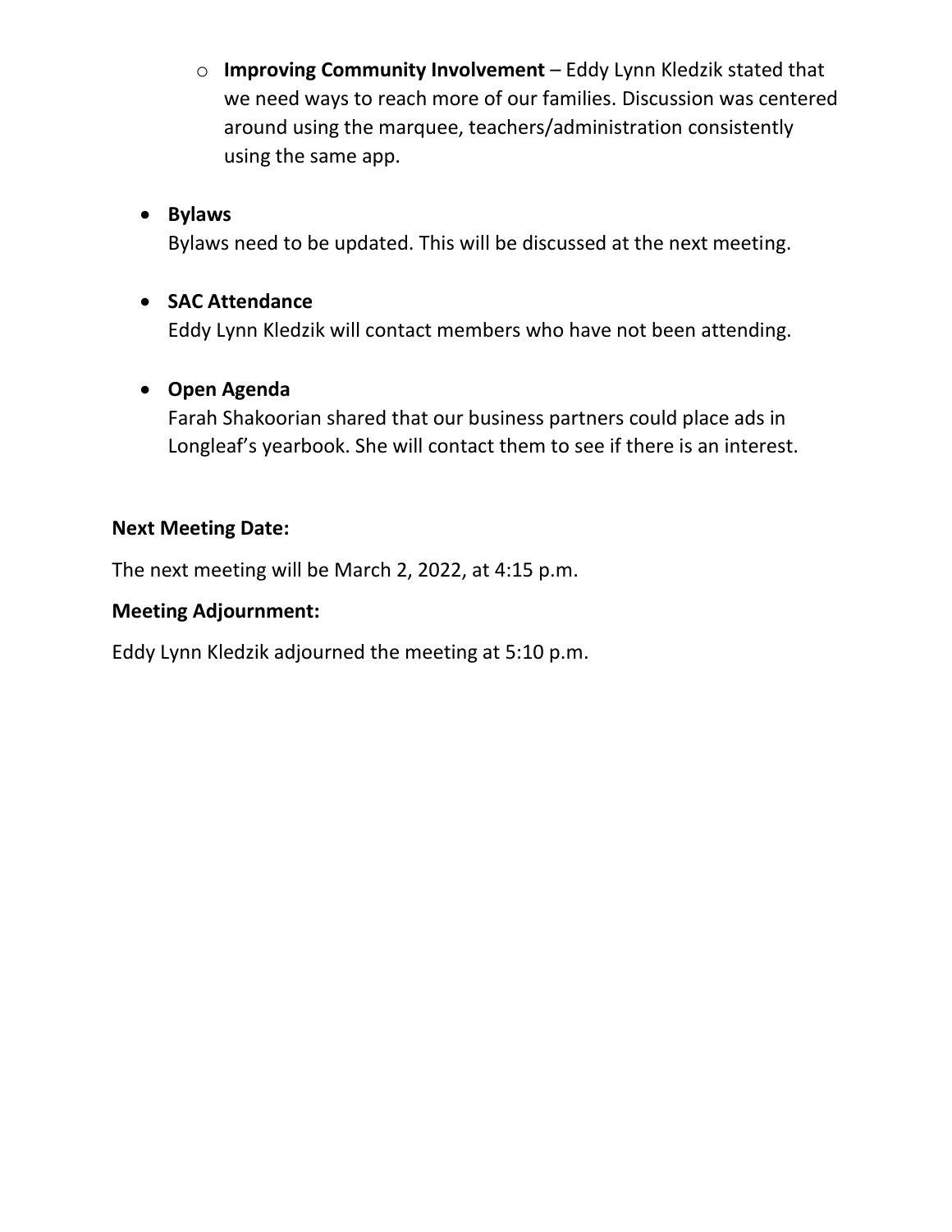- **Improving Community Involvement** – Eddy Lynn Kledzik stated that we need ways to reach more of our families. Discussion was centered around using the marquee, teachers/administration consistently using the same app.

- **Bylaws**
  Bylaws need to be updated. This will be discussed at the next meeting.

- **SAC Attendance**
  Eddy Lynn Kledzik will contact members who have not been attending.

- **Open Agenda**
  Farah Shakoorian shared that our business partners could place ads in Longleaf's yearbook. She will contact them to see if there is an interest.

**Next Meeting Date:**

The next meeting will be March 2, 2022, at 4:15 p.m.

**Meeting Adjournment:**

Eddy Lynn Kledzik adjourned the meeting at 5:10 p.m.